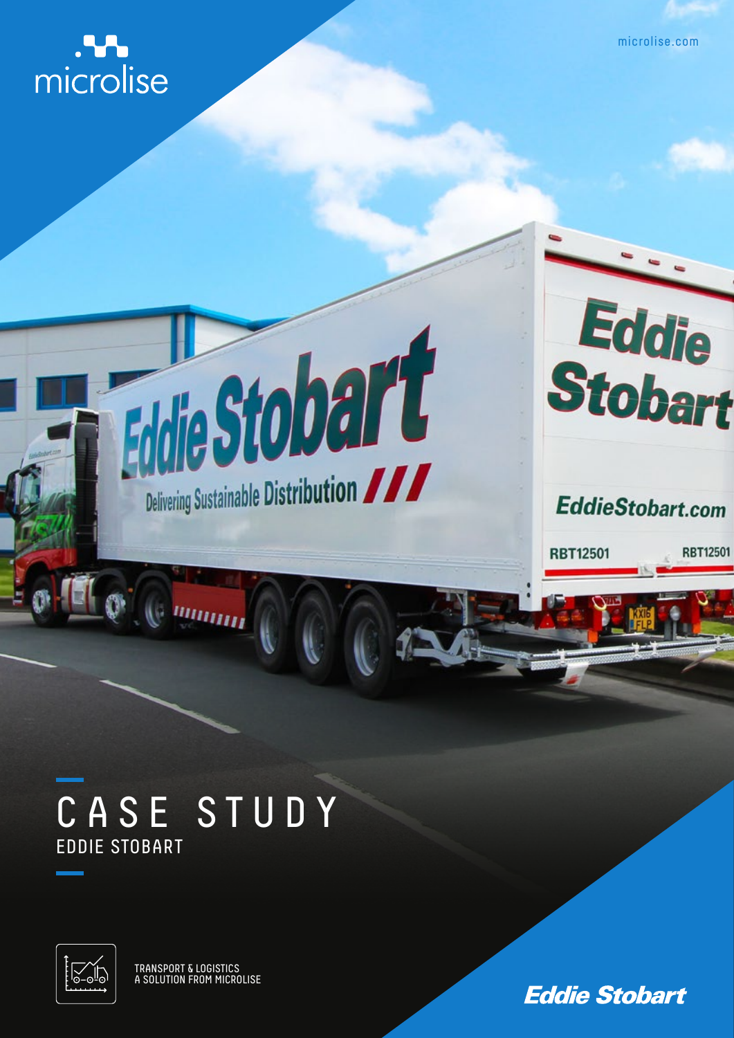microlise

microlise.com

# CASE STUDY

## EDDIE STOBART

TRANSPORT & LOGISTICS
A SOLUTION FROM MICROLISE

Eddie Stobart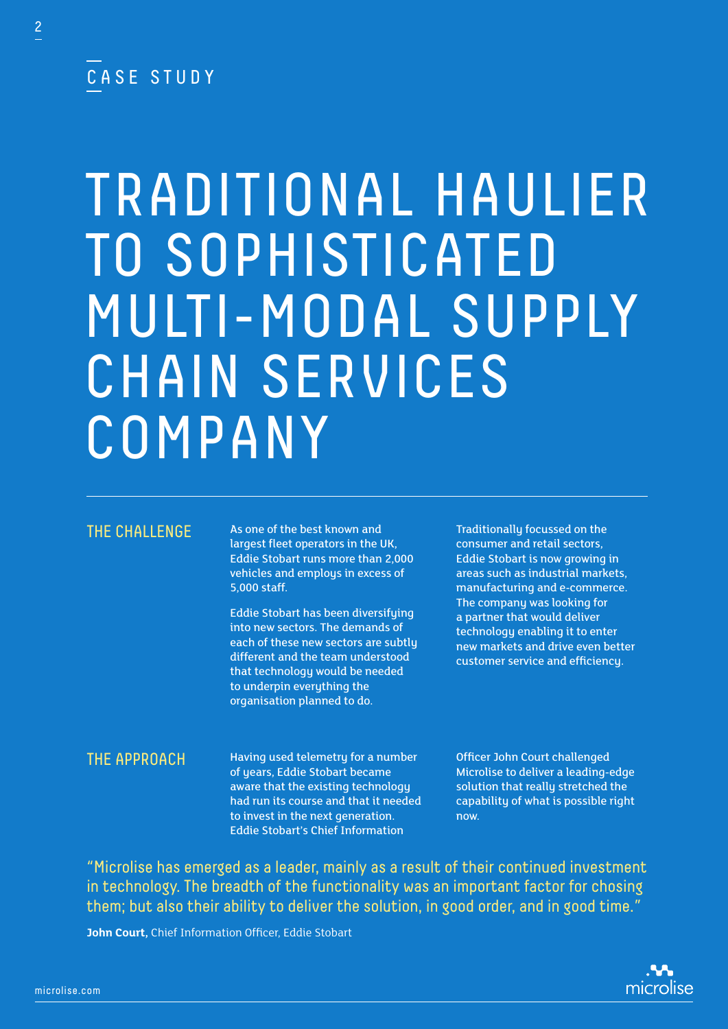CASE STUDY

# TRADITIONAL HAULIER TO SOPHISTICATED MULTI-MODAL SUPPLY CHAIN SERVICES COMPANY

## THE CHALLENGE

As one of the best known and largest fleet operators in the UK, Eddie Stobart runs more than 2,000 vehicles and employs in excess of 5,000 staff.

Eddie Stobart has been diversifying into new sectors. The demands of each of these new sectors are subtly different and the team understood that technology would be needed to underpin everything the organisation planned to do.

Traditionally focussed on the consumer and retail sectors, Eddie Stobart is now growing in areas such as industrial markets, manufacturing and e-commerce. The company was looking for a partner that would deliver technology enabling it to enter new markets and drive even better customer service and efficiency.

## THE APPROACH

Having used telemetry for a number of years, Eddie Stobart became aware that the existing technology had run its course and that it needed to invest in the next generation. Eddie Stobart's Chief Information Officer John Court challenged Microlise to deliver a leading-edge solution that really stretched the capability of what is possible right now.

"Microlise has emerged as a leader, mainly as a result of their continued investment in technology. The breadth of the functionality was an important factor for chosing them; but also their ability to deliver the solution, in good order, and in good time."

**John Court,** Chief Information Officer, Eddie Stobart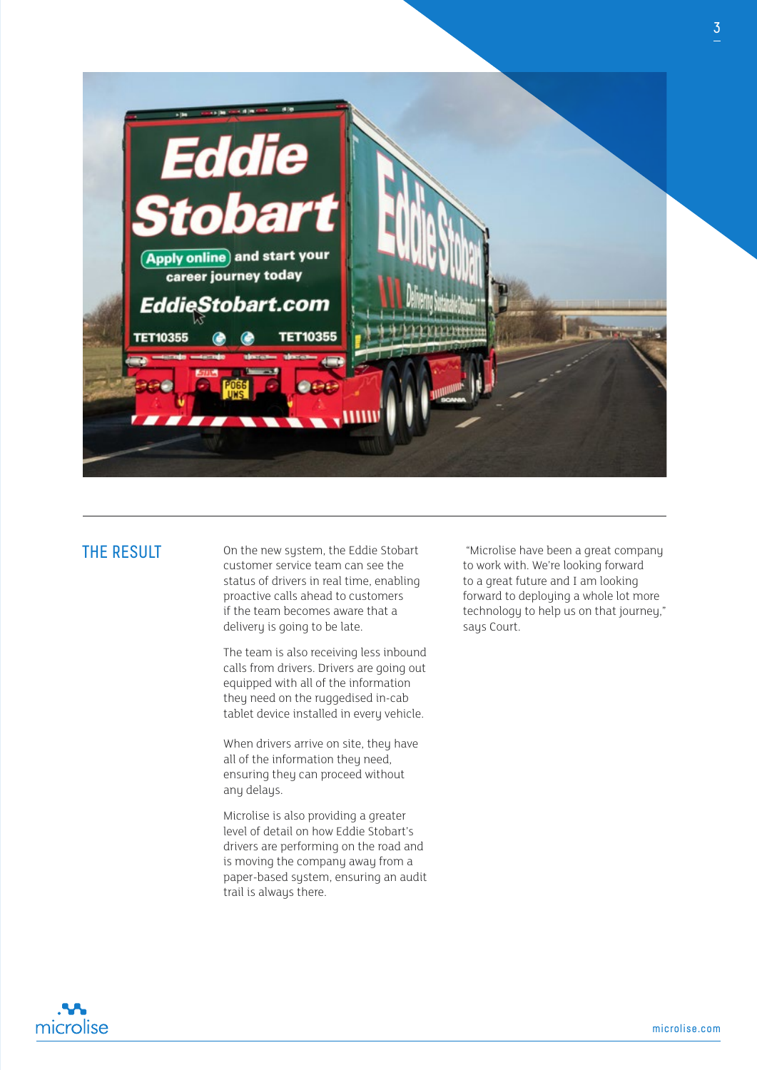## THE RESULT

On the new system, the Eddie Stobart customer service team can see the status of drivers in real time, enabling proactive calls ahead to customers if the team becomes aware that a delivery is going to be late.

The team is also receiving less inbound calls from drivers. Drivers are going out equipped with all of the information they need on the ruggedised in-cab tablet device installed in every vehicle.

When drivers arrive on site, they have all of the information they need, ensuring they can proceed without any delays.

Microlise is also providing a greater level of detail on how Eddie Stobart's drivers are performing on the road and is moving the company away from a paper-based system, ensuring an audit trail is always there.

"Microlise have been a great company to work with. We're looking forward to a great future and I am looking forward to deploying a whole lot more technology to help us on that journey," says Court.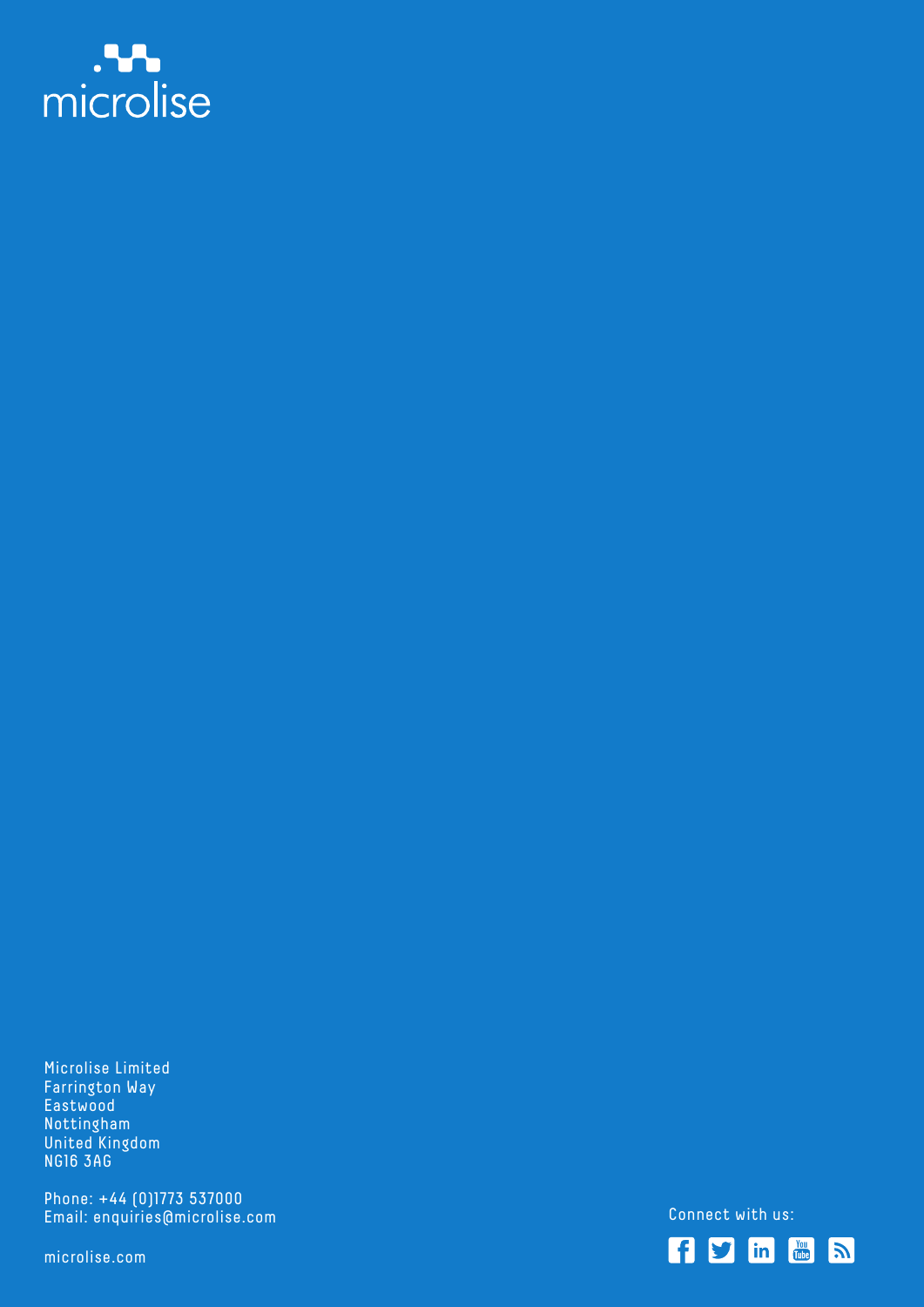microlise

Microlise Limited
Farrington Way
Eastwood
Nottingham
United Kingdom
NG16 3AG

Phone: +44 (0)1773 537000
Email: enquiries@microlise.com

microlise.com

Connect with us: